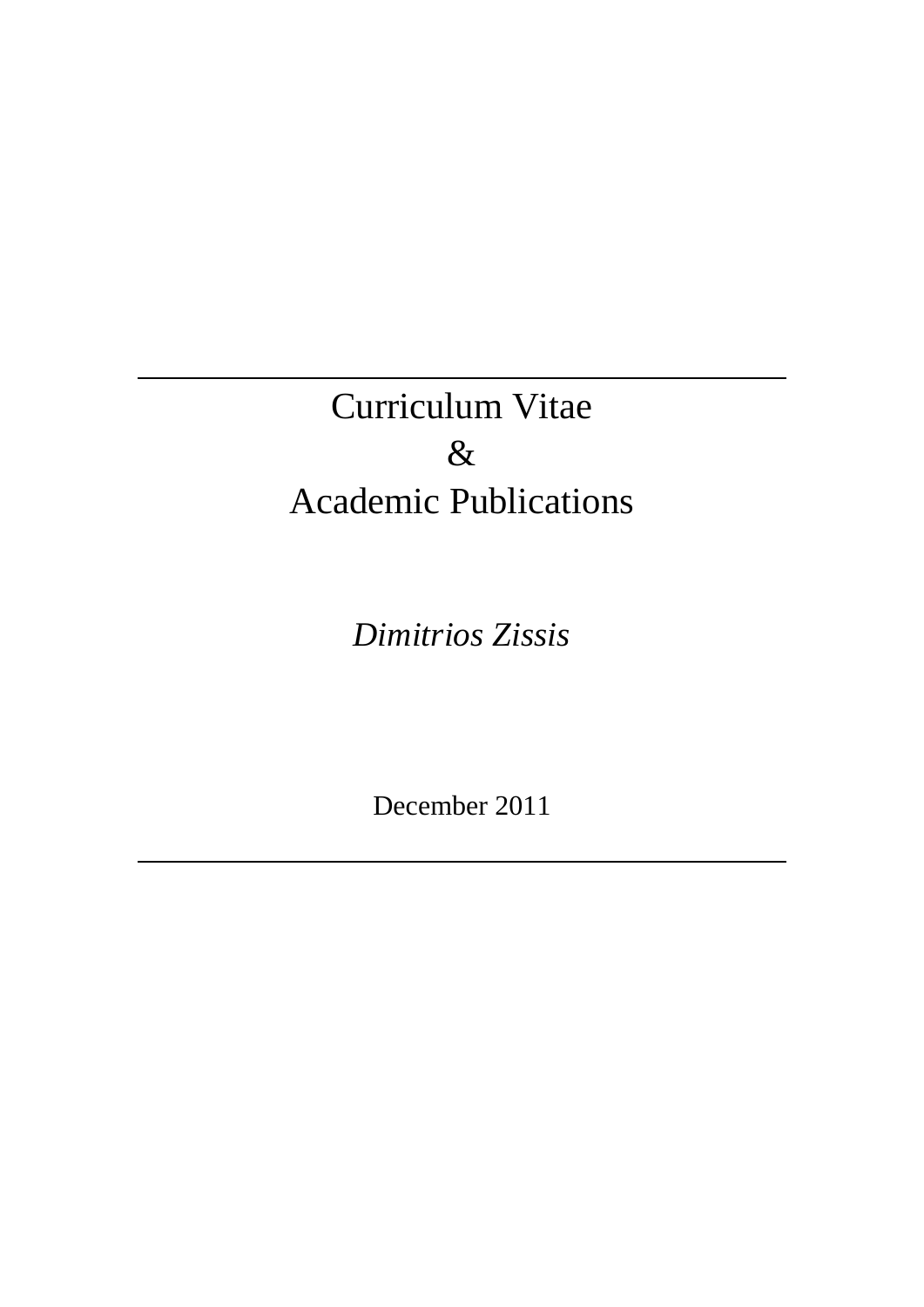---

# Curriculum Vitae
# &
# Academic Publications

*Dimitrios Zissis*

December 2011

---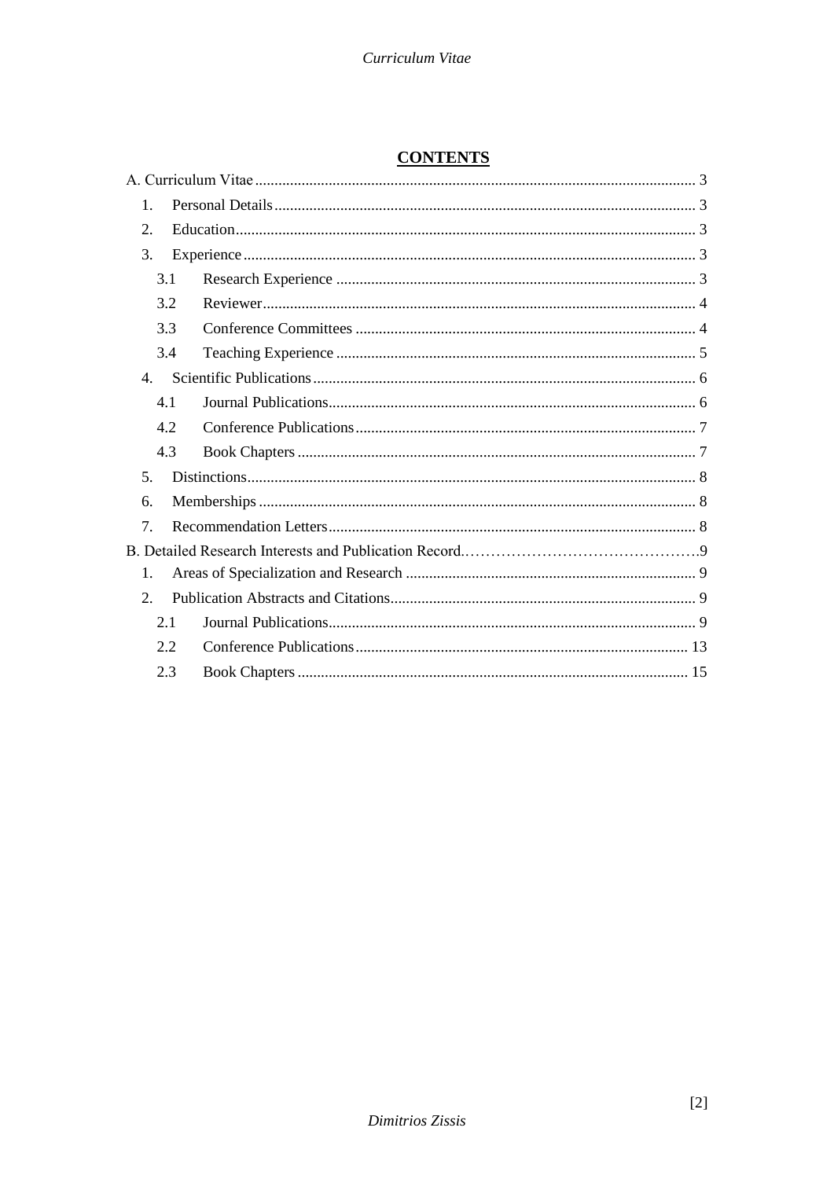# CONTENTS

A. Curriculum Vitae ........ 3

1. Personal Details ........ 3
2. Education ........ 3
3. Experience ........ 3
   - 3.1 Research Experience ........ 3
   - 3.2 Reviewer ........ 4
   - 3.3 Conference Committees ........ 4
   - 3.4 Teaching Experience ........ 5
4. Scientific Publications ........ 6
   - 4.1 Journal Publications ........ 6
   - 4.2 Conference Publications ........ 7
   - 4.3 Book Chapters ........ 7
5. Distinctions ........ 8
6. Memberships ........ 8
7. Recommendation Letters ........ 8

B. Detailed Research Interests and Publication Record ........ 9

1. Areas of Specialization and Research ........ 9
2. Publication Abstracts and Citations ........ 9
   - 2.1 Journal Publications ........ 9
   - 2.2 Conference Publications ........ 13
   - 2.3 Book Chapters ........ 15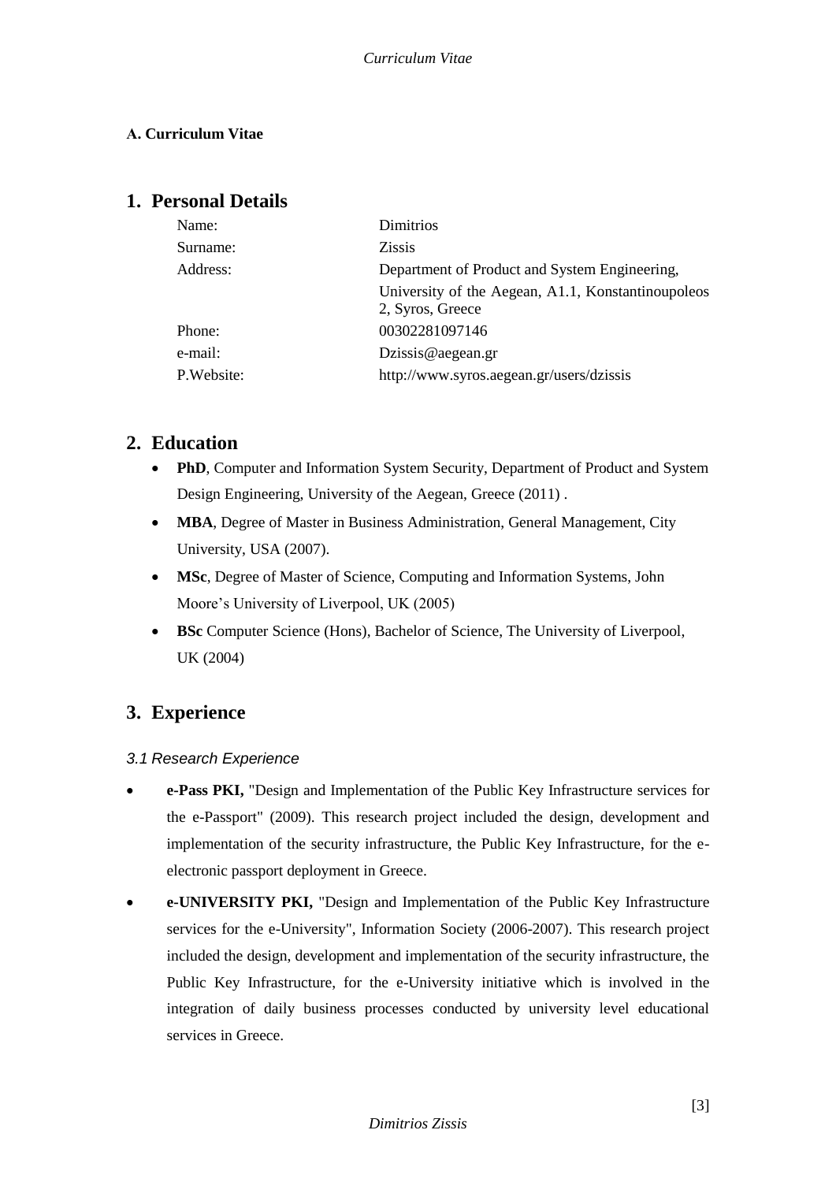**A. Curriculum Vitae**

## 1. Personal Details

| | |
|---|---|
| Name: | Dimitrios |
| Surname: | Zissis |
| Address: | Department of Product and System Engineering, University of the Aegean, A1.1, Konstantinoupoleos 2, Syros, Greece |
| Phone: | 00302281097146 |
| e-mail: | Dzissis@aegean.gr |
| P.Website: | http://www.syros.aegean.gr/users/dzissis |

## 2. Education

- **PhD**, Computer and Information System Security, Department of Product and System Design Engineering, University of the Aegean, Greece (2011) .
- **MBA**, Degree of Master in Business Administration, General Management, City University, USA (2007).
- **MSc**, Degree of Master of Science, Computing and Information Systems, John Moore's University of Liverpool, UK (2005)
- **BSc** Computer Science (Hons), Bachelor of Science, The University of Liverpool, UK (2004)

## 3. Experience

### *3.1 Research Experience*

- **e-Pass PKI,** "Design and Implementation of the Public Key Infrastructure services for the e-Passport" (2009). This research project included the design, development and implementation of the security infrastructure, the Public Key Infrastructure, for the e-electronic passport deployment in Greece.
- **e-UNIVERSITY PKI,** "Design and Implementation of the Public Key Infrastructure services for the e-University", Information Society (2006-2007). This research project included the design, development and implementation of the security infrastructure, the Public Key Infrastructure, for the e-University initiative which is involved in the integration of daily business processes conducted by university level educational services in Greece.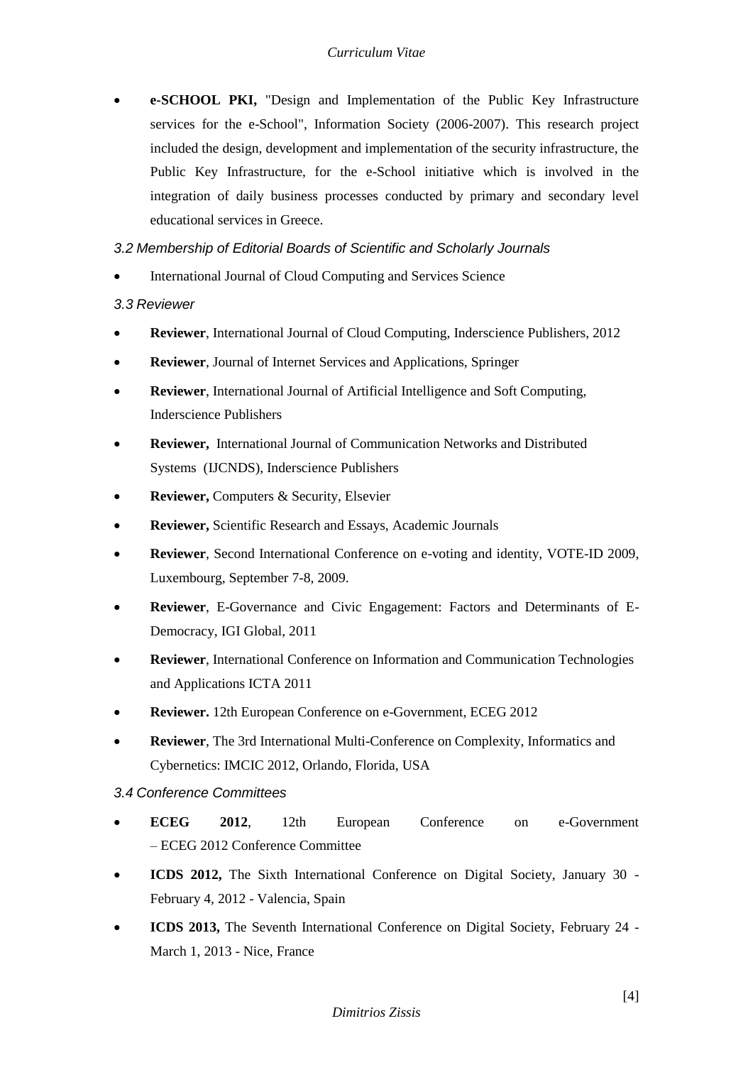- **e-SCHOOL PKI,** "Design and Implementation of the Public Key Infrastructure services for the e-School", Information Society (2006-2007). This research project included the design, development and implementation of the security infrastructure, the Public Key Infrastructure, for the e-School initiative which is involved in the integration of daily business processes conducted by primary and secondary level educational services in Greece.

### *3.2 Membership of Editorial Boards of Scientific and Scholarly Journals*

- International Journal of Cloud Computing and Services Science

### *3.3 Reviewer*

- **Reviewer**, International Journal of Cloud Computing, Inderscience Publishers, 2012
- **Reviewer**, Journal of Internet Services and Applications, Springer
- **Reviewer**, International Journal of Artificial Intelligence and Soft Computing, Inderscience Publishers
- **Reviewer,** International Journal of Communication Networks and Distributed Systems (IJCNDS), Inderscience Publishers
- **Reviewer,** Computers & Security, Elsevier
- **Reviewer,** Scientific Research and Essays, Academic Journals
- **Reviewer**, Second International Conference on e-voting and identity, VOTE-ID 2009, Luxembourg, September 7-8, 2009.
- **Reviewer**, E-Governance and Civic Engagement: Factors and Determinants of E-Democracy, IGI Global, 2011
- **Reviewer**, International Conference on Information and Communication Technologies and Applications ICTA 2011
- **Reviewer.** 12th European Conference on e-Government, ECEG 2012
- **Reviewer**, The 3rd International Multi-Conference on Complexity, Informatics and Cybernetics: IMCIC 2012, Orlando, Florida, USA

### *3.4 Conference Committees*

- **ECEG 2012**, 12th European Conference on e-Government – ECEG 2012 Conference Committee
- **ICDS 2012,** The Sixth International Conference on Digital Society, January 30 - February 4, 2012 - Valencia, Spain
- **ICDS 2013,** The Seventh International Conference on Digital Society, February 24 - March 1, 2013 - Nice, France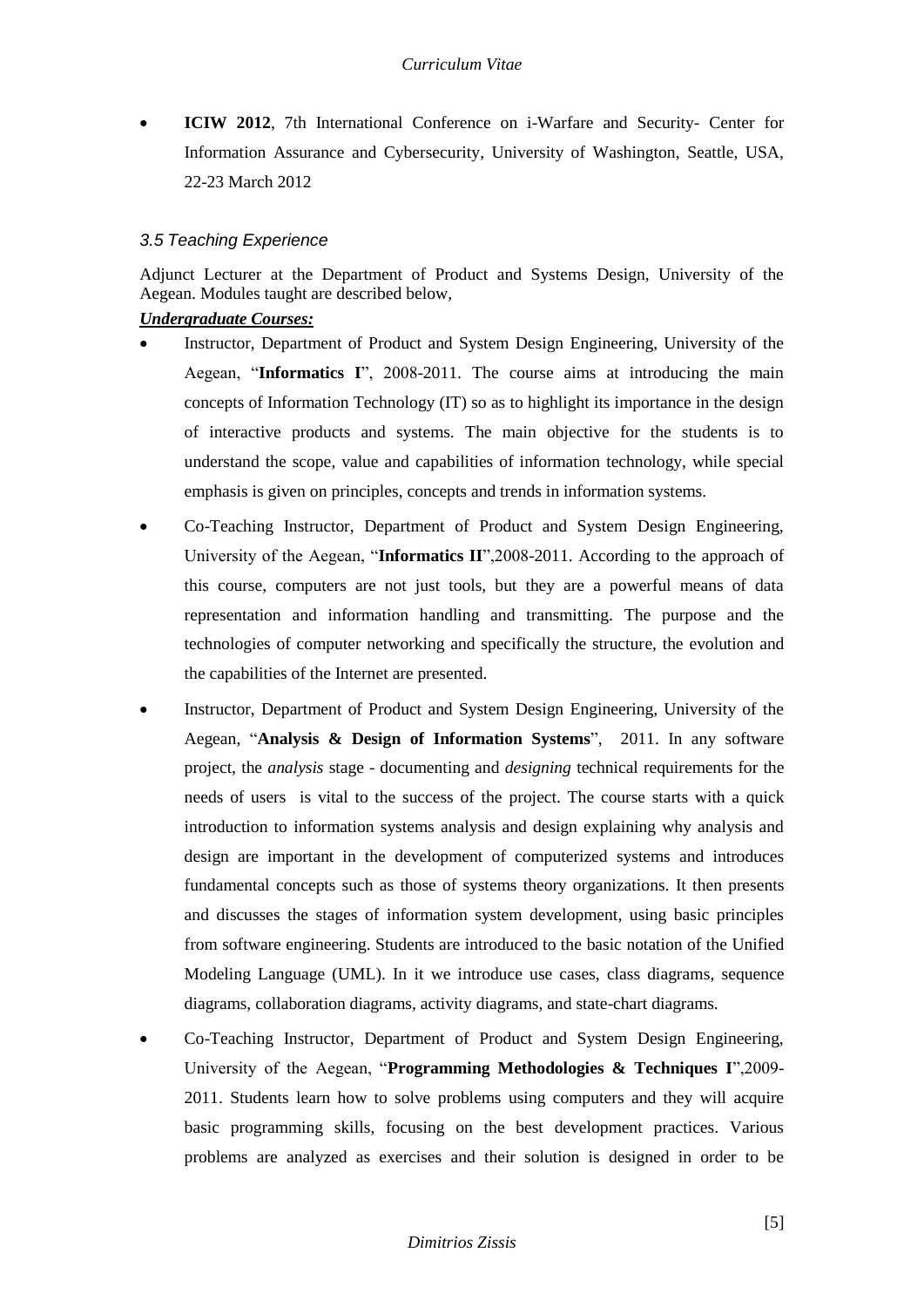- **ICIW 2012**, 7th International Conference on i-Warfare and Security- Center for Information Assurance and Cybersecurity, University of Washington, Seattle, USA, 22-23 March 2012

### *3.5 Teaching Experience*

Adjunct Lecturer at the Department of Product and Systems Design, University of the Aegean. Modules taught are described below,

***Undergraduate Courses:***

- Instructor, Department of Product and System Design Engineering, University of the Aegean, "**Informatics I**", 2008-2011. The course aims at introducing the main concepts of Information Technology (IT) so as to highlight its importance in the design of interactive products and systems. The main objective for the students is to understand the scope, value and capabilities of information technology, while special emphasis is given on principles, concepts and trends in information systems.
- Co-Teaching Instructor, Department of Product and System Design Engineering, University of the Aegean, "**Informatics II**",2008-2011. According to the approach of this course, computers are not just tools, but they are a powerful means of data representation and information handling and transmitting. The purpose and the technologies of computer networking and specifically the structure, the evolution and the capabilities of the Internet are presented.
- Instructor, Department of Product and System Design Engineering, University of the Aegean, "**Analysis & Design of Information Systems**", 2011. In any software project, the *analysis* stage - documenting and *designing* technical requirements for the needs of users is vital to the success of the project. The course starts with a quick introduction to information systems analysis and design explaining why analysis and design are important in the development of computerized systems and introduces fundamental concepts such as those of systems theory organizations. It then presents and discusses the stages of information system development, using basic principles from software engineering. Students are introduced to the basic notation of the Unified Modeling Language (UML). In it we introduce use cases, class diagrams, sequence diagrams, collaboration diagrams, activity diagrams, and state-chart diagrams.
- Co-Teaching Instructor, Department of Product and System Design Engineering, University of the Aegean, "**Programming Methodologies & Techniques I**",2009-2011. Students learn how to solve problems using computers and they will acquire basic programming skills, focusing on the best development practices. Various problems are analyzed as exercises and their solution is designed in order to be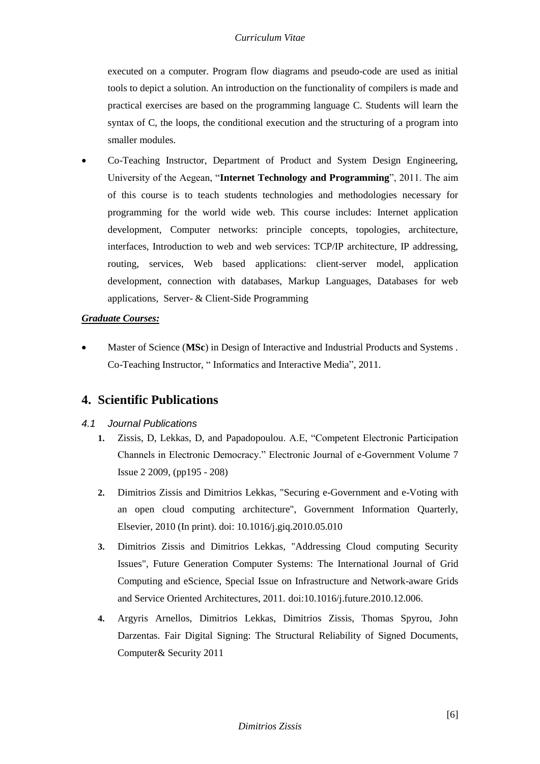executed on a computer. Program flow diagrams and pseudo-code are used as initial tools to depict a solution. An introduction on the functionality of compilers is made and practical exercises are based on the programming language C. Students will learn the syntax of C, the loops, the conditional execution and the structuring of a program into smaller modules.

- Co-Teaching Instructor, Department of Product and System Design Engineering, University of the Aegean, "**Internet Technology and Programming**", 2011. The aim of this course is to teach students technologies and methodologies necessary for programming for the world wide web. This course includes: Internet application development, Computer networks: principle concepts, topologies, architecture, interfaces, Introduction to web and web services: TCP/IP architecture, IP addressing, routing, services, Web based applications: client-server model, application development, connection with databases, Markup Languages, Databases for web applications, Server- & Client-Side Programming

***Graduate Courses:***

- Master of Science (**MSc**) in Design of Interactive and Industrial Products and Systems . Co-Teaching Instructor, " Informatics and Interactive Media", 2011.

## 4. Scientific Publications

### *4.1 Journal Publications*

1. Zissis, D, Lekkas, D, and Papadopoulou. A.E, "Competent Electronic Participation Channels in Electronic Democracy." Electronic Journal of e-Government Volume 7 Issue 2 2009, (pp195 - 208)
2. Dimitrios Zissis and Dimitrios Lekkas, "Securing e-Government and e-Voting with an open cloud computing architecture", Government Information Quarterly, Elsevier, 2010 (In print). doi: 10.1016/j.giq.2010.05.010
3. Dimitrios Zissis and Dimitrios Lekkas, "Addressing Cloud computing Security Issues", Future Generation Computer Systems: The International Journal of Grid Computing and eScience, Special Issue on Infrastructure and Network-aware Grids and Service Oriented Architectures, 2011. doi:10.1016/j.future.2010.12.006.
4. Argyris Arnellos, Dimitrios Lekkas, Dimitrios Zissis, Thomas Spyrou, John Darzentas. Fair Digital Signing: The Structural Reliability of Signed Documents, Computer& Security 2011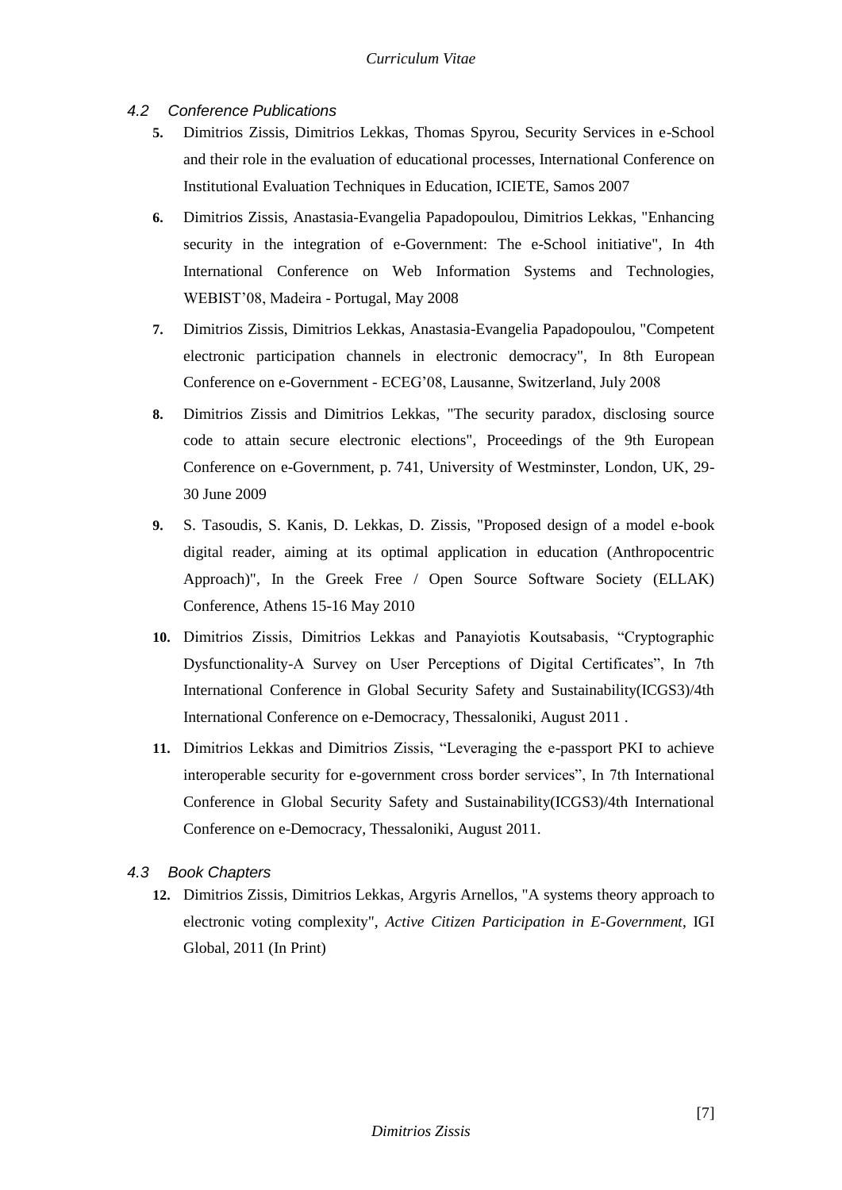### 4.2 Conference Publications

**5.** Dimitrios Zissis, Dimitrios Lekkas, Thomas Spyrou, Security Services in e-School and their role in the evaluation of educational processes, International Conference on Institutional Evaluation Techniques in Education, ICIETE, Samos 2007

**6.** Dimitrios Zissis, Anastasia-Evangelia Papadopoulou, Dimitrios Lekkas, "Enhancing security in the integration of e-Government: The e-School initiative", In 4th International Conference on Web Information Systems and Technologies, WEBIST'08, Madeira - Portugal, May 2008

**7.** Dimitrios Zissis, Dimitrios Lekkas, Anastasia-Evangelia Papadopoulou, "Competent electronic participation channels in electronic democracy", In 8th European Conference on e-Government - ECEG'08, Lausanne, Switzerland, July 2008

**8.** Dimitrios Zissis and Dimitrios Lekkas, "The security paradox, disclosing source code to attain secure electronic elections", Proceedings of the 9th European Conference on e-Government, p. 741, University of Westminster, London, UK, 29-30 June 2009

**9.** S. Tasoudis, S. Kanis, D. Lekkas, D. Zissis, "Proposed design of a model e-book digital reader, aiming at its optimal application in education (Anthropocentric Approach)", In the Greek Free / Open Source Software Society (ELLAK) Conference, Athens 15-16 May 2010

**10.** Dimitrios Zissis, Dimitrios Lekkas and Panayiotis Koutsabasis, "Cryptographic Dysfunctionality-A Survey on User Perceptions of Digital Certificates", In 7th International Conference in Global Security Safety and Sustainability(ICGS3)/4th International Conference on e-Democracy, Thessaloniki, August 2011 .

**11.** Dimitrios Lekkas and Dimitrios Zissis, "Leveraging the e-passport PKI to achieve interoperable security for e-government cross border services", In 7th International Conference in Global Security Safety and Sustainability(ICGS3)/4th International Conference on e-Democracy, Thessaloniki, August 2011.

### 4.3 Book Chapters

**12.** Dimitrios Zissis, Dimitrios Lekkas, Argyris Arnellos, "A systems theory approach to electronic voting complexity", *Active Citizen Participation in E-Government*, IGI Global, 2011 (In Print)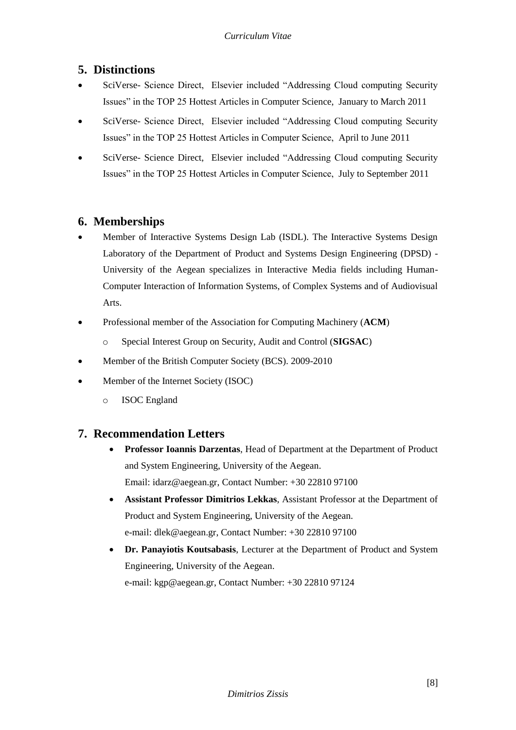## 5. Distinctions

- SciVerse- Science Direct, Elsevier included "Addressing Cloud computing Security Issues" in the TOP 25 Hottest Articles in Computer Science, January to March 2011
- SciVerse- Science Direct, Elsevier included "Addressing Cloud computing Security Issues" in the TOP 25 Hottest Articles in Computer Science, April to June 2011
- SciVerse- Science Direct, Elsevier included "Addressing Cloud computing Security Issues" in the TOP 25 Hottest Articles in Computer Science, July to September 2011

## 6. Memberships

- Member of Interactive Systems Design Lab (ISDL). The Interactive Systems Design Laboratory of the Department of Product and Systems Design Engineering (DPSD) - University of the Aegean specializes in Interactive Media fields including Human-Computer Interaction of Information Systems, of Complex Systems and of Audiovisual Arts.
- Professional member of the Association for Computing Machinery (**ACM**)
  - Special Interest Group on Security, Audit and Control (**SIGSAC**)
- Member of the British Computer Society (BCS). 2009-2010
- Member of the Internet Society (ISOC)
  - ISOC England

## 7. Recommendation Letters

- **Professor Ioannis Darzentas**, Head of Department at the Department of Product and System Engineering, University of the Aegean.
  Email: idarz@aegean.gr, Contact Number: +30 22810 97100
- **Assistant Professor Dimitrios Lekkas**, Assistant Professor at the Department of Product and System Engineering, University of the Aegean.
  e-mail: dlek@aegean.gr, Contact Number: +30 22810 97100
- **Dr. Panayiotis Koutsabasis**, Lecturer at the Department of Product and System Engineering, University of the Aegean.
  e-mail: kgp@aegean.gr, Contact Number: +30 22810 97124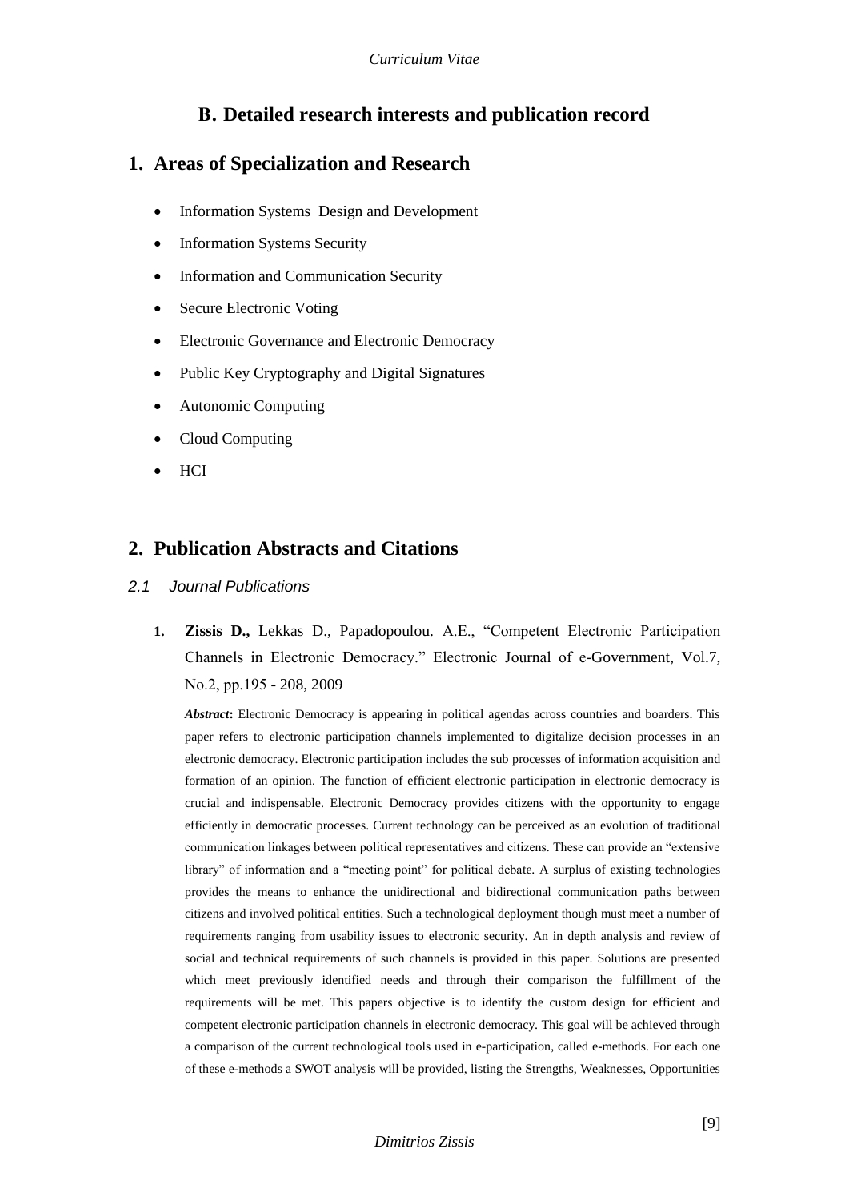# B. Detailed research interests and publication record

## 1. Areas of Specialization and Research

- Information Systems Design and Development
- Information Systems Security
- Information and Communication Security
- Secure Electronic Voting
- Electronic Governance and Electronic Democracy
- Public Key Cryptography and Digital Signatures
- Autonomic Computing
- Cloud Computing
- HCI

## 2. Publication Abstracts and Citations

### *2.1 Journal Publications*

1. **Zissis D.,** Lekkas D., Papadopoulou. A.E., "Competent Electronic Participation Channels in Electronic Democracy." Electronic Journal of e-Government, Vol.7, No.2, pp.195 - 208, 2009

   ***Abstract*:** Electronic Democracy is appearing in political agendas across countries and boarders. This paper refers to electronic participation channels implemented to digitalize decision processes in an electronic democracy. Electronic participation includes the sub processes of information acquisition and formation of an opinion. The function of efficient electronic participation in electronic democracy is crucial and indispensable. Electronic Democracy provides citizens with the opportunity to engage efficiently in democratic processes. Current technology can be perceived as an evolution of traditional communication linkages between political representatives and citizens. These can provide an "extensive library" of information and a "meeting point" for political debate. A surplus of existing technologies provides the means to enhance the unidirectional and bidirectional communication paths between citizens and involved political entities. Such a technological deployment though must meet a number of requirements ranging from usability issues to electronic security. An in depth analysis and review of social and technical requirements of such channels is provided in this paper. Solutions are presented which meet previously identified needs and through their comparison the fulfillment of the requirements will be met. This papers objective is to identify the custom design for efficient and competent electronic participation channels in electronic democracy. This goal will be achieved through a comparison of the current technological tools used in e-participation, called e-methods. For each one of these e-methods a SWOT analysis will be provided, listing the Strengths, Weaknesses, Opportunities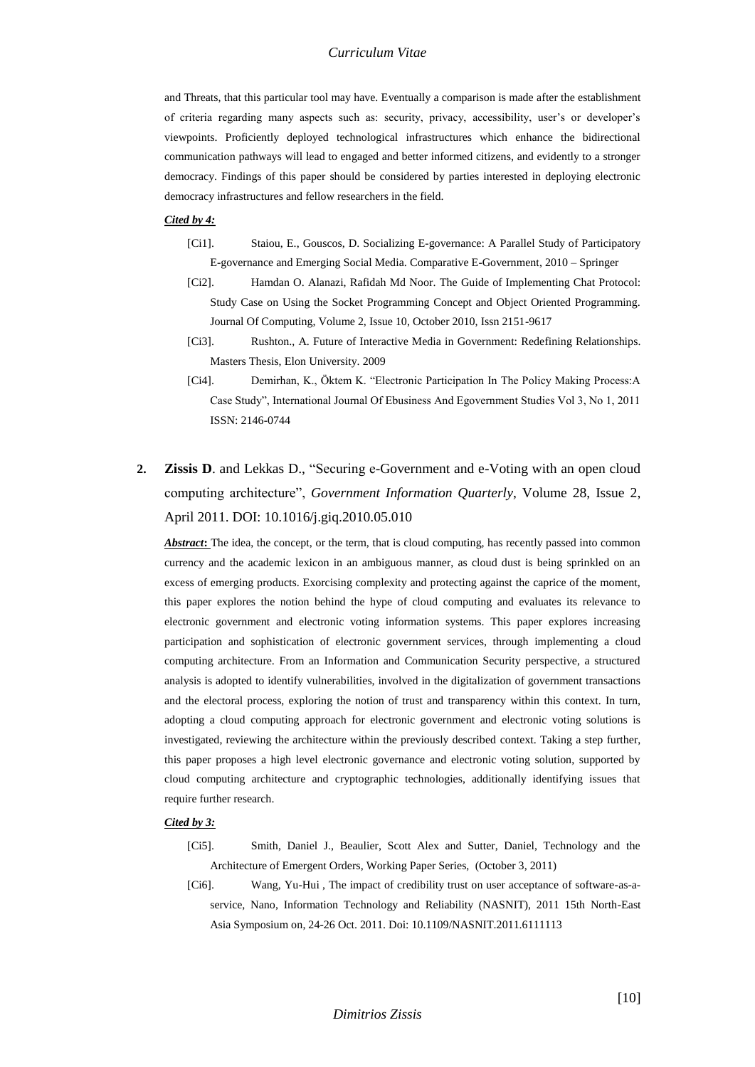and Threats, that this particular tool may have. Eventually a comparison is made after the establishment of criteria regarding many aspects such as: security, privacy, accessibility, user's or developer's viewpoints. Proficiently deployed technological infrastructures which enhance the bidirectional communication pathways will lead to engaged and better informed citizens, and evidently to a stronger democracy. Findings of this paper should be considered by parties interested in deploying electronic democracy infrastructures and fellow researchers in the field.

***Cited by 4:***

- [Ci1]. Staiou, E., Gouscos, D. Socializing E-governance: A Parallel Study of Participatory E-governance and Emerging Social Media. Comparative E-Government, 2010 – Springer
- [Ci2]. Hamdan O. Alanazi, Rafidah Md Noor. The Guide of Implementing Chat Protocol: Study Case on Using the Socket Programming Concept and Object Oriented Programming. Journal Of Computing, Volume 2, Issue 10, October 2010, Issn 2151-9617
- [Ci3]. Rushton., A. Future of Interactive Media in Government: Redefining Relationships. Masters Thesis, Elon University. 2009
- [Ci4]. Demirhan, K., Öktem K. "Electronic Participation In The Policy Making Process:A Case Study", International Journal Of Ebusiness And Egovernment Studies Vol 3, No 1, 2011 ISSN: 2146-0744

**2.** **Zissis D**. and Lekkas D., "Securing e-Government and e-Voting with an open cloud computing architecture", *Government Information Quarterly*, Volume 28, Issue 2, April 2011. DOI: 10.1016/j.giq.2010.05.010

***Abstract*:** The idea, the concept, or the term, that is cloud computing, has recently passed into common currency and the academic lexicon in an ambiguous manner, as cloud dust is being sprinkled on an excess of emerging products. Exorcising complexity and protecting against the caprice of the moment, this paper explores the notion behind the hype of cloud computing and evaluates its relevance to electronic government and electronic voting information systems. This paper explores increasing participation and sophistication of electronic government services, through implementing a cloud computing architecture. From an Information and Communication Security perspective, a structured analysis is adopted to identify vulnerabilities, involved in the digitalization of government transactions and the electoral process, exploring the notion of trust and transparency within this context. In turn, adopting a cloud computing approach for electronic government and electronic voting solutions is investigated, reviewing the architecture within the previously described context. Taking a step further, this paper proposes a high level electronic governance and electronic voting solution, supported by cloud computing architecture and cryptographic technologies, additionally identifying issues that require further research.

***Cited by 3:***

- [Ci5]. Smith, Daniel J., Beaulier, Scott Alex and Sutter, Daniel, Technology and the Architecture of Emergent Orders, Working Paper Series, (October 3, 2011)
- [Ci6]. Wang, Yu-Hui , The impact of credibility trust on user acceptance of software-as-a-service, Nano, Information Technology and Reliability (NASNIT), 2011 15th North-East Asia Symposium on, 24-26 Oct. 2011. Doi: 10.1109/NASNIT.2011.6111113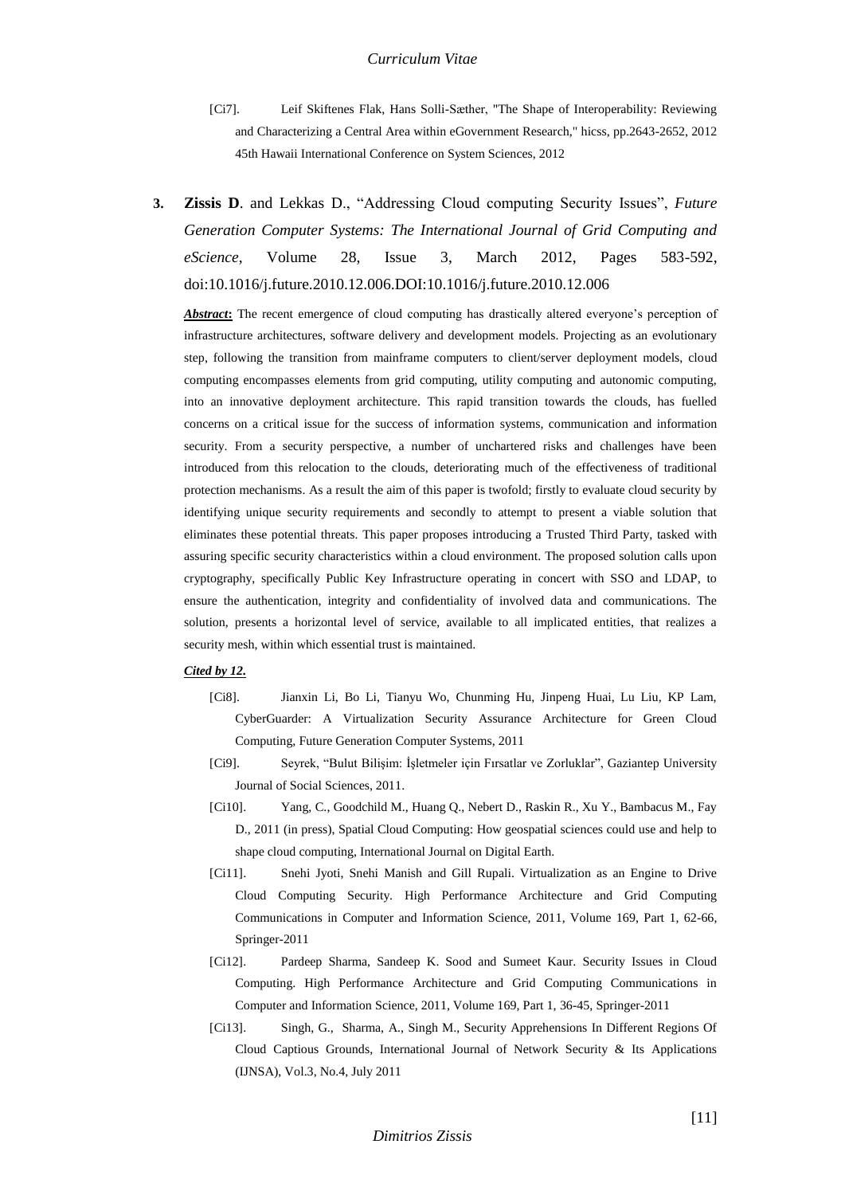[Ci7]. Leif Skiftenes Flak, Hans Solli-Sæther, "The Shape of Interoperability: Reviewing and Characterizing a Central Area within eGovernment Research," hicss, pp.2643-2652, 2012 45th Hawaii International Conference on System Sciences, 2012

3. **Zissis D**. and Lekkas D., "Addressing Cloud computing Security Issues", *Future Generation Computer Systems: The International Journal of Grid Computing and eScience*, Volume 28, Issue 3, March 2012, Pages 583-592, doi:10.1016/j.future.2010.12.006.DOI:10.1016/j.future.2010.12.006

***Abstract*:** The recent emergence of cloud computing has drastically altered everyone's perception of infrastructure architectures, software delivery and development models. Projecting as an evolutionary step, following the transition from mainframe computers to client/server deployment models, cloud computing encompasses elements from grid computing, utility computing and autonomic computing, into an innovative deployment architecture. This rapid transition towards the clouds, has fuelled concerns on a critical issue for the success of information systems, communication and information security. From a security perspective, a number of unchartered risks and challenges have been introduced from this relocation to the clouds, deteriorating much of the effectiveness of traditional protection mechanisms. As a result the aim of this paper is twofold; firstly to evaluate cloud security by identifying unique security requirements and secondly to attempt to present a viable solution that eliminates these potential threats. This paper proposes introducing a Trusted Third Party, tasked with assuring specific security characteristics within a cloud environment. The proposed solution calls upon cryptography, specifically Public Key Infrastructure operating in concert with SSO and LDAP, to ensure the authentication, integrity and confidentiality of involved data and communications. The solution, presents a horizontal level of service, available to all implicated entities, that realizes a security mesh, within which essential trust is maintained.

***Cited by 12.***

[Ci8]. Jianxin Li, Bo Li, Tianyu Wo, Chunming Hu, Jinpeng Huai, Lu Liu, KP Lam, CyberGuarder: A Virtualization Security Assurance Architecture for Green Cloud Computing, Future Generation Computer Systems, 2011

[Ci9]. Seyrek, "Bulut Bilişim: İşletmeler için Fırsatlar ve Zorluklar", Gaziantep University Journal of Social Sciences, 2011.

[Ci10]. Yang, C., Goodchild M., Huang Q., Nebert D., Raskin R., Xu Y., Bambacus M., Fay D., 2011 (in press), Spatial Cloud Computing: How geospatial sciences could use and help to shape cloud computing, International Journal on Digital Earth.

[Ci11]. Snehi Jyoti, Snehi Manish and Gill Rupali. Virtualization as an Engine to Drive Cloud Computing Security. High Performance Architecture and Grid Computing Communications in Computer and Information Science, 2011, Volume 169, Part 1, 62-66, Springer-2011

[Ci12]. Pardeep Sharma, Sandeep K. Sood and Sumeet Kaur. Security Issues in Cloud Computing. High Performance Architecture and Grid Computing Communications in Computer and Information Science, 2011, Volume 169, Part 1, 36-45, Springer-2011

[Ci13]. Singh, G., Sharma, A., Singh M., Security Apprehensions In Different Regions Of Cloud Captious Grounds, International Journal of Network Security & Its Applications (IJNSA), Vol.3, No.4, July 2011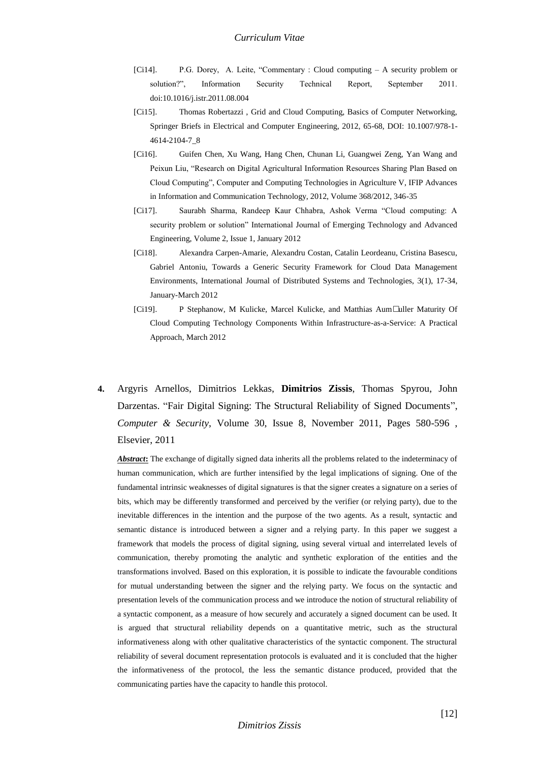- [Ci14]. P.G. Dorey, A. Leite, "Commentary : Cloud computing – A security problem or solution?", Information Security Technical Report, September 2011. doi:10.1016/j.istr.2011.08.004
- [Ci15]. Thomas Robertazzi , Grid and Cloud Computing, Basics of Computer Networking, Springer Briefs in Electrical and Computer Engineering, 2012, 65-68, DOI: 10.1007/978-1-4614-2104-7_8
- [Ci16]. Guifen Chen, Xu Wang, Hang Chen, Chunan Li, Guangwei Zeng, Yan Wang and Peixun Liu, "Research on Digital Agricultural Information Resources Sharing Plan Based on Cloud Computing", Computer and Computing Technologies in Agriculture V, IFIP Advances in Information and Communication Technology, 2012, Volume 368/2012, 346-35
- [Ci17]. Saurabh Sharma, Randeep Kaur Chhabra, Ashok Verma "Cloud computing: A security problem or solution" International Journal of Emerging Technology and Advanced Engineering, Volume 2, Issue 1, January 2012
- [Ci18]. Alexandra Carpen-Amarie, Alexandru Costan, Catalin Leordeanu, Cristina Basescu, Gabriel Antoniu, Towards a Generic Security Framework for Cloud Data Management Environments, International Journal of Distributed Systems and Technologies, 3(1), 17-34, January-March 2012
- [Ci19]. P Stephanow, M Kulicke, Marcel Kulicke, and Matthias Aum□uller Maturity Of Cloud Computing Technology Components Within Infrastructure-as-a-Service: A Practical Approach, March 2012

4. Argyris Arnellos, Dimitrios Lekkas, **Dimitrios Zissis**, Thomas Spyrou, John Darzentas. "Fair Digital Signing: The Structural Reliability of Signed Documents", *Computer & Security*, Volume 30, Issue 8, November 2011, Pages 580-596 , Elsevier, 2011

***Abstract*:** The exchange of digitally signed data inherits all the problems related to the indeterminacy of human communication, which are further intensified by the legal implications of signing. One of the fundamental intrinsic weaknesses of digital signatures is that the signer creates a signature on a series of bits, which may be differently transformed and perceived by the verifier (or relying party), due to the inevitable differences in the intention and the purpose of the two agents. As a result, syntactic and semantic distance is introduced between a signer and a relying party. In this paper we suggest a framework that models the process of digital signing, using several virtual and interrelated levels of communication, thereby promoting the analytic and synthetic exploration of the entities and the transformations involved. Based on this exploration, it is possible to indicate the favourable conditions for mutual understanding between the signer and the relying party. We focus on the syntactic and presentation levels of the communication process and we introduce the notion of structural reliability of a syntactic component, as a measure of how securely and accurately a signed document can be used. It is argued that structural reliability depends on a quantitative metric, such as the structural informativeness along with other qualitative characteristics of the syntactic component. The structural reliability of several document representation protocols is evaluated and it is concluded that the higher the informativeness of the protocol, the less the semantic distance produced, provided that the communicating parties have the capacity to handle this protocol.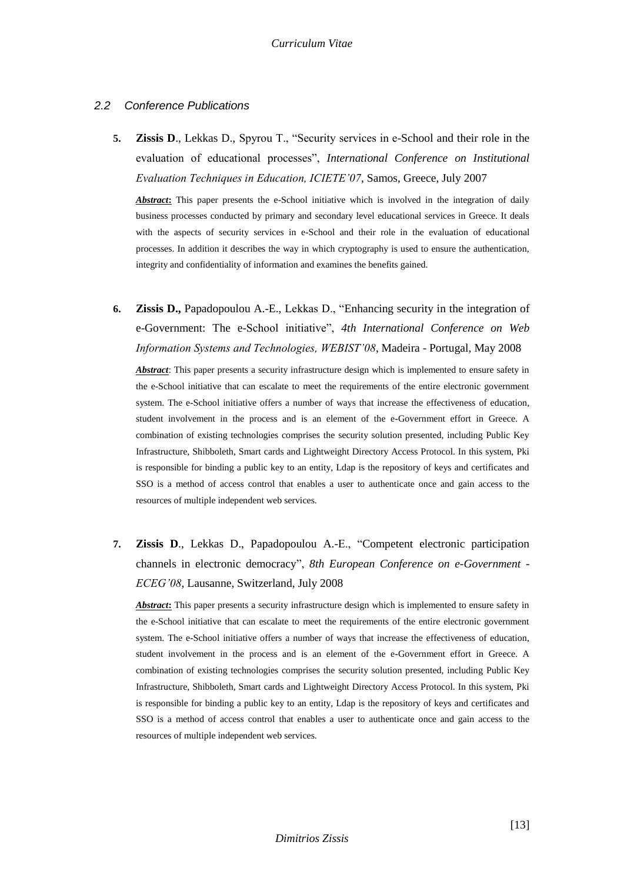### *2.2 Conference Publications*

5. **Zissis D**., Lekkas D., Spyrou T., "Security services in e-School and their role in the evaluation of educational processes", *International Conference on Institutional Evaluation Techniques in Education, ICIETE'07*, Samos, Greece, July 2007

   ***Abstract*:** This paper presents the e-School initiative which is involved in the integration of daily business processes conducted by primary and secondary level educational services in Greece. It deals with the aspects of security services in e-School and their role in the evaluation of educational processes. In addition it describes the way in which cryptography is used to ensure the authentication, integrity and confidentiality of information and examines the benefits gained.

6. **Zissis D.,** Papadopoulou A.-E., Lekkas D., "Enhancing security in the integration of e-Government: The e-School initiative", *4th International Conference on Web Information Systems and Technologies, WEBIST'08*, Madeira - Portugal, May 2008

   ***Abstract***: This paper presents a security infrastructure design which is implemented to ensure safety in the e-School initiative that can escalate to meet the requirements of the entire electronic government system. The e-School initiative offers a number of ways that increase the effectiveness of education, student involvement in the process and is an element of the e-Government effort in Greece. A combination of existing technologies comprises the security solution presented, including Public Key Infrastructure, Shibboleth, Smart cards and Lightweight Directory Access Protocol. In this system, Pki is responsible for binding a public key to an entity, Ldap is the repository of keys and certificates and SSO is a method of access control that enables a user to authenticate once and gain access to the resources of multiple independent web services.

7. **Zissis D**., Lekkas D., Papadopoulou A.-E., "Competent electronic participation channels in electronic democracy", *8th European Conference on e-Government - ECEG'08*, Lausanne, Switzerland, July 2008

   ***Abstract*:** This paper presents a security infrastructure design which is implemented to ensure safety in the e-School initiative that can escalate to meet the requirements of the entire electronic government system. The e-School initiative offers a number of ways that increase the effectiveness of education, student involvement in the process and is an element of the e-Government effort in Greece. A combination of existing technologies comprises the security solution presented, including Public Key Infrastructure, Shibboleth, Smart cards and Lightweight Directory Access Protocol. In this system, Pki is responsible for binding a public key to an entity, Ldap is the repository of keys and certificates and SSO is a method of access control that enables a user to authenticate once and gain access to the resources of multiple independent web services.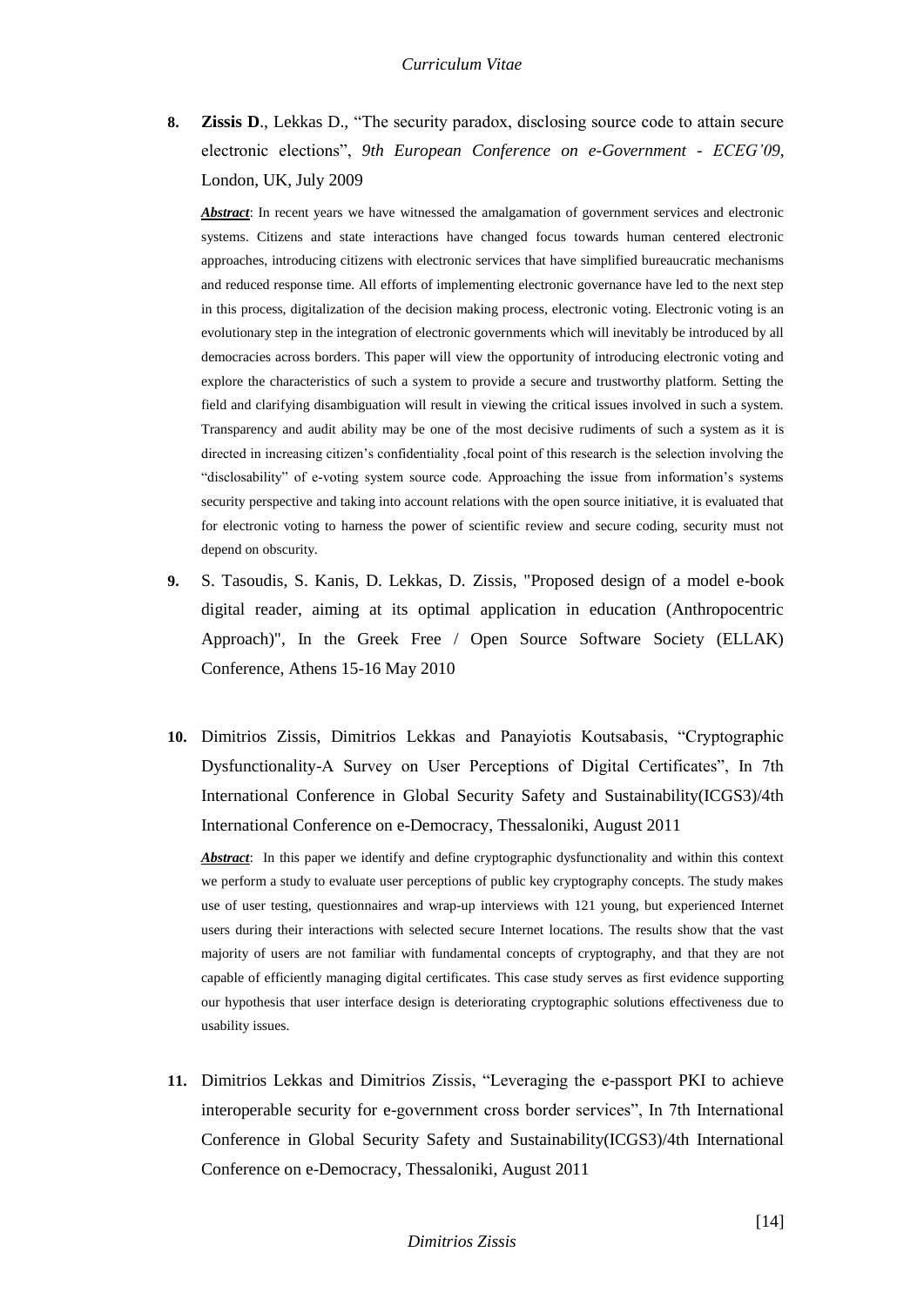8. **Zissis D**., Lekkas D., "The security paradox, disclosing source code to attain secure electronic elections", *9th European Conference on e-Government - ECEG'09*, London, UK, July 2009

   ***Abstract***: In recent years we have witnessed the amalgamation of government services and electronic systems. Citizens and state interactions have changed focus towards human centered electronic approaches, introducing citizens with electronic services that have simplified bureaucratic mechanisms and reduced response time. All efforts of implementing electronic governance have led to the next step in this process, digitalization of the decision making process, electronic voting. Electronic voting is an evolutionary step in the integration of electronic governments which will inevitably be introduced by all democracies across borders. This paper will view the opportunity of introducing electronic voting and explore the characteristics of such a system to provide a secure and trustworthy platform. Setting the field and clarifying disambiguation will result in viewing the critical issues involved in such a system. Transparency and audit ability may be one of the most decisive rudiments of such a system as it is directed in increasing citizen's confidentiality ,focal point of this research is the selection involving the "disclosability" of e-voting system source code. Approaching the issue from information's systems security perspective and taking into account relations with the open source initiative, it is evaluated that for electronic voting to harness the power of scientific review and secure coding, security must not depend on obscurity.

9. S. Tasoudis, S. Kanis, D. Lekkas, D. Zissis, "Proposed design of a model e-book digital reader, aiming at its optimal application in education (Anthropocentric Approach)", In the Greek Free / Open Source Software Society (ELLAK) Conference, Athens 15-16 May 2010

10. Dimitrios Zissis, Dimitrios Lekkas and Panayiotis Koutsabasis, "Cryptographic Dysfunctionality-A Survey on User Perceptions of Digital Certificates", In 7th International Conference in Global Security Safety and Sustainability(ICGS3)/4th International Conference on e-Democracy, Thessaloniki, August 2011

    ***Abstract***: In this paper we identify and define cryptographic dysfunctionality and within this context we perform a study to evaluate user perceptions of public key cryptography concepts. The study makes use of user testing, questionnaires and wrap-up interviews with 121 young, but experienced Internet users during their interactions with selected secure Internet locations. The results show that the vast majority of users are not familiar with fundamental concepts of cryptography, and that they are not capable of efficiently managing digital certificates. This case study serves as first evidence supporting our hypothesis that user interface design is deteriorating cryptographic solutions effectiveness due to usability issues.

11. Dimitrios Lekkas and Dimitrios Zissis, "Leveraging the e-passport PKI to achieve interoperable security for e-government cross border services", In 7th International Conference in Global Security Safety and Sustainability(ICGS3)/4th International Conference on e-Democracy, Thessaloniki, August 2011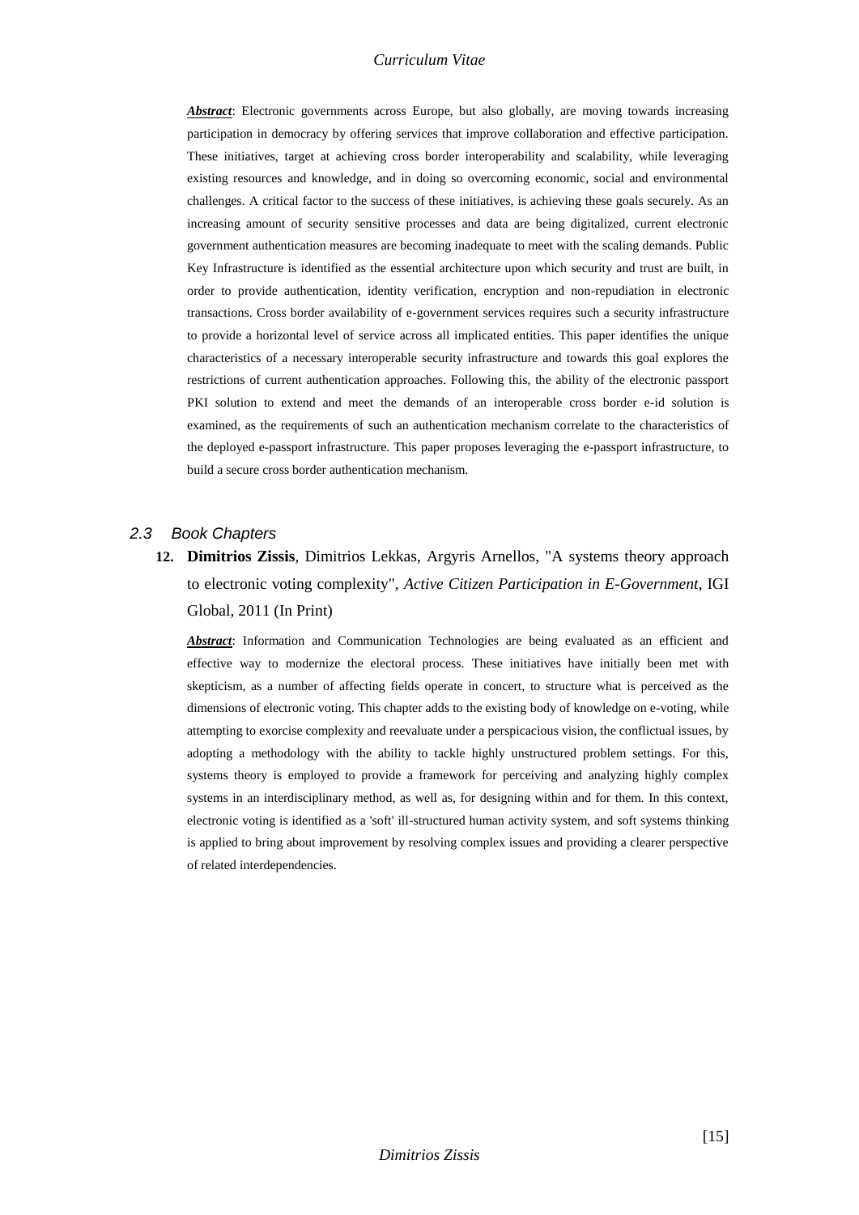***Abstract***: Electronic governments across Europe, but also globally, are moving towards increasing participation in democracy by offering services that improve collaboration and effective participation. These initiatives, target at achieving cross border interoperability and scalability, while leveraging existing resources and knowledge, and in doing so overcoming economic, social and environmental challenges. A critical factor to the success of these initiatives, is achieving these goals securely. As an increasing amount of security sensitive processes and data are being digitalized, current electronic government authentication measures are becoming inadequate to meet with the scaling demands. Public Key Infrastructure is identified as the essential architecture upon which security and trust are built, in order to provide authentication, identity verification, encryption and non-repudiation in electronic transactions. Cross border availability of e-government services requires such a security infrastructure to provide a horizontal level of service across all implicated entities. This paper identifies the unique characteristics of a necessary interoperable security infrastructure and towards this goal explores the restrictions of current authentication approaches. Following this, the ability of the electronic passport PKI solution to extend and meet the demands of an interoperable cross border e-id solution is examined, as the requirements of such an authentication mechanism correlate to the characteristics of the deployed e-passport infrastructure. This paper proposes leveraging the e-passport infrastructure, to build a secure cross border authentication mechanism.

## 2.3 Book Chapters

12. **Dimitrios Zissis**, Dimitrios Lekkas, Argyris Arnellos, "A systems theory approach to electronic voting complexity", *Active Citizen Participation in E-Government*, IGI Global, 2011 (In Print)

***Abstract***: Information and Communication Technologies are being evaluated as an efficient and effective way to modernize the electoral process. These initiatives have initially been met with skepticism, as a number of affecting fields operate in concert, to structure what is perceived as the dimensions of electronic voting. This chapter adds to the existing body of knowledge on e-voting, while attempting to exorcise complexity and reevaluate under a perspicacious vision, the conflictual issues, by adopting a methodology with the ability to tackle highly unstructured problem settings. For this, systems theory is employed to provide a framework for perceiving and analyzing highly complex systems in an interdisciplinary method, as well as, for designing within and for them. In this context, electronic voting is identified as a 'soft' ill-structured human activity system, and soft systems thinking is applied to bring about improvement by resolving complex issues and providing a clearer perspective of related interdependencies.